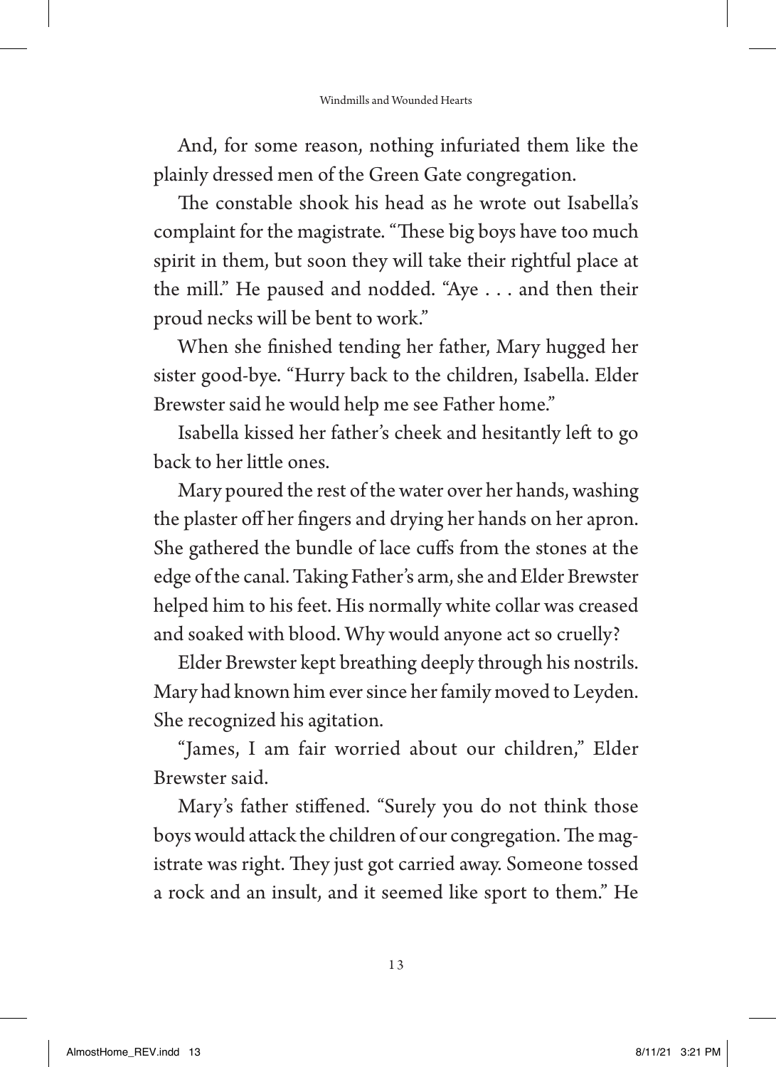And, for some reason, nothing infuriated them like the plainly dressed men of the Green Gate congregation.

The constable shook his head as he wrote out Isabella's complaint for the magistrate. "These big boys have too much spirit in them, but soon they will take their rightful place at the mill." He paused and nodded. "Aye . . . and then their proud necks will be bent to work."

When she finished tending her father, Mary hugged her sister good-bye. "Hurry back to the children, Isabella. Elder Brewster said he would help me see Father home."

Isabella kissed her father's cheek and hesitantly left to go back to her little ones.

Mary poured the rest of the water over her hands, washing the plaster off her fingers and drying her hands on her apron. She gathered the bundle of lace cuffs from the stones at the edge of the canal. Taking Father's arm, she and Elder Brewster helped him to his feet. His normally white collar was creased and soaked with blood. Why would anyone act so cruelly?

Elder Brewster kept breathing deeply through his nostrils. Mary had known him ever since her family moved to Leyden. She recognized his agitation.

"James, I am fair worried about our children," Elder Brewster said.

Mary's father stiffened. "Surely you do not think those boys would attack the children of our congregation. The magistrate was right. They just got carried away. Someone tossed a rock and an insult, and it seemed like sport to them." He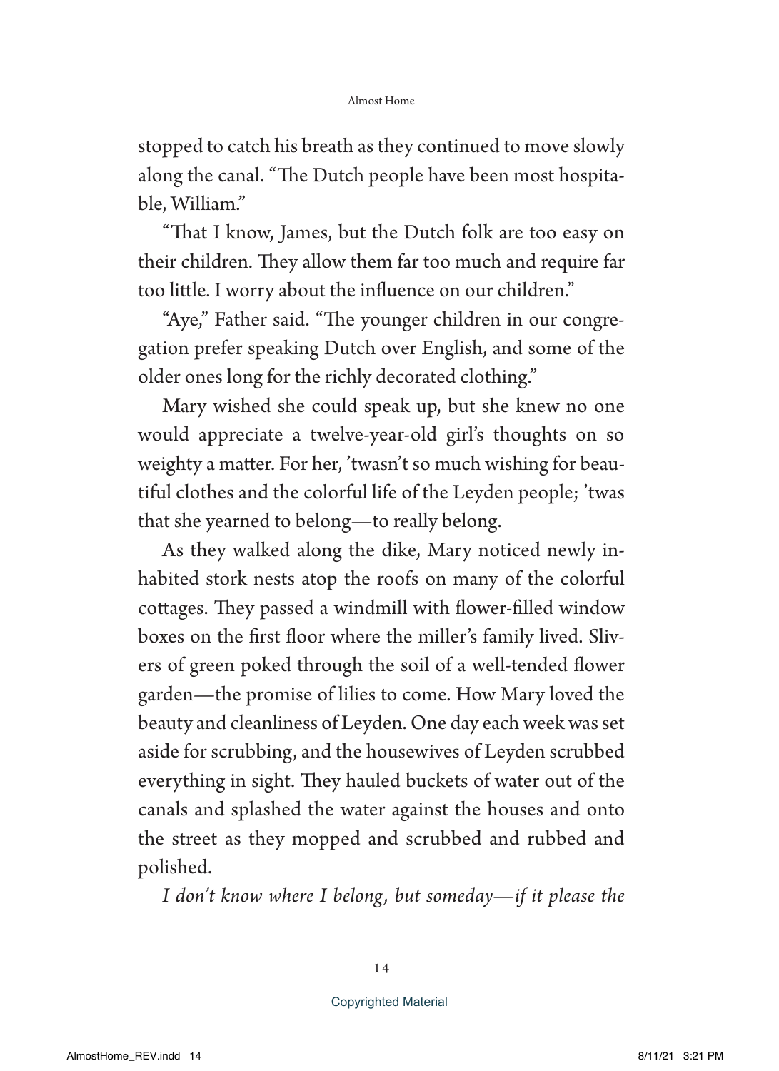stopped to catch his breath as they continued to move slowly along the canal. "The Dutch people have been most hospitable, William."

"That I know, James, but the Dutch folk are too easy on their children. They allow them far too much and require far too little. I worry about the influence on our children."

"Aye," Father said. "The younger children in our congregation prefer speaking Dutch over English, and some of the older ones long for the richly decorated clothing."

Mary wished she could speak up, but she knew no one would appreciate a twelve-year-old girl's thoughts on so weighty a matter. For her, 'twasn't so much wishing for beautiful clothes and the colorful life of the Leyden people; 'twas that she yearned to belong—to really belong.

As they walked along the dike, Mary noticed newly inhabited stork nests atop the roofs on many of the colorful cottages. They passed a windmill with flower-filled window boxes on the first floor where the miller's family lived. Slivers of green poked through the soil of a well-tended flower garden—the promise of lilies to come. How Mary loved the beauty and cleanliness of Leyden. One day each week was set aside for scrubbing, and the housewives of Leyden scrubbed everything in sight. They hauled buckets of water out of the canals and splashed the water against the houses and onto the street as they mopped and scrubbed and rubbed and polished.

*I don't know where I belong, but someday—if it please the*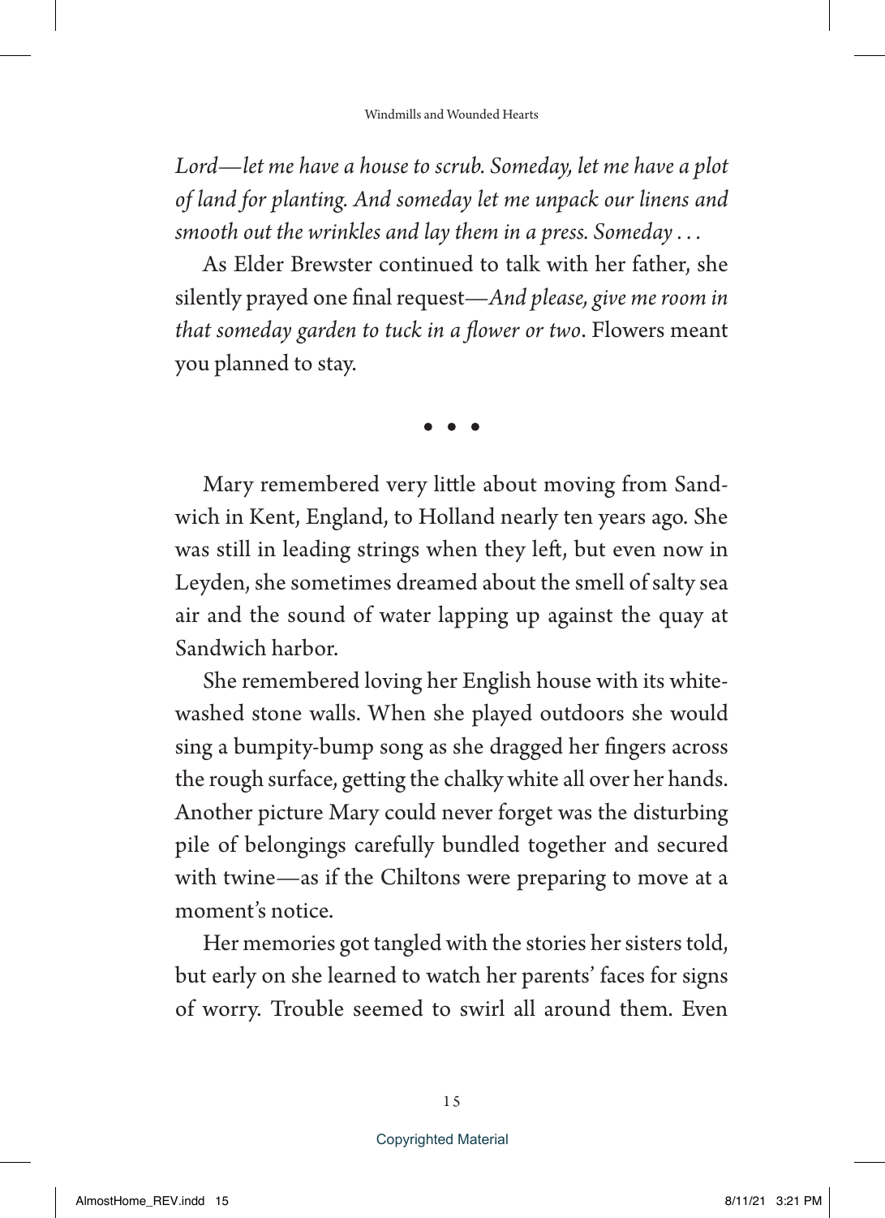*Lord—let me have a house to scrub. Someday, let me have a plot of land for planting. And someday let me unpack our linens and smooth out the wrinkles and lay them in a press. Someday . . .*

As Elder Brewster continued to talk with her father, she silently prayed one final request—*And please, give me room in that someday garden to tuck in a flower or two*. Flowers meant you planned to stay.

• • •

Mary remembered very little about moving from Sandwich in Kent, England, to Holland nearly ten years ago. She was still in leading strings when they left, but even now in Leyden, she sometimes dreamed about the smell of salty sea air and the sound of water lapping up against the quay at Sandwich harbor.

She remembered loving her English house with its whitewashed stone walls. When she played outdoors she would sing a bumpity-bump song as she dragged her fingers across the rough surface, getting the chalky white all over her hands. Another picture Mary could never forget was the disturbing pile of belongings carefully bundled together and secured with twine—as if the Chiltons were preparing to move at a moment's notice.

Her memories got tangled with the stories her sisters told, but early on she learned to watch her parents' faces for signs of worry. Trouble seemed to swirl all around them. Even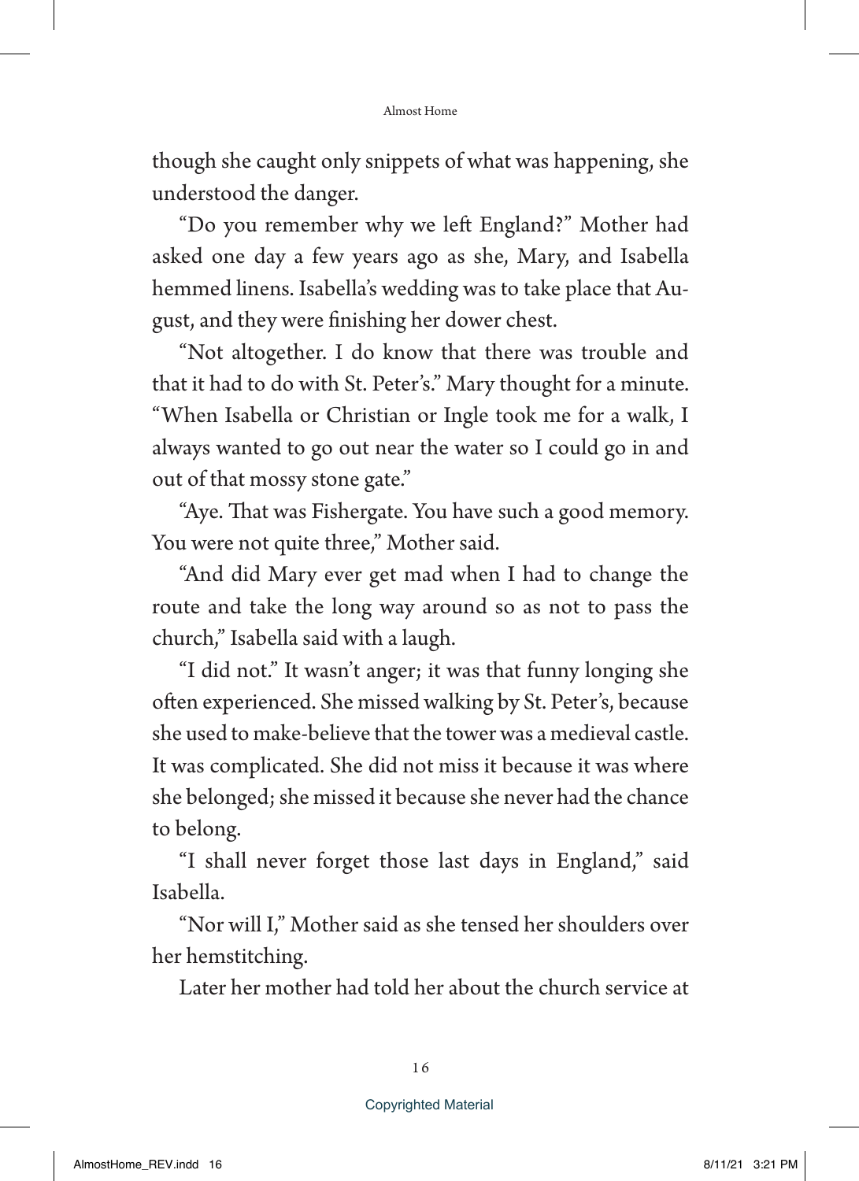though she caught only snippets of what was happening, she understood the danger.

"Do you remember why we left England?" Mother had asked one day a few years ago as she, Mary, and Isabella hemmed linens. Isabella's wedding was to take place that August, and they were finishing her dower chest.

"Not altogether. I do know that there was trouble and that it had to do with St. Peter's." Mary thought for a minute. "When Isabella or Christian or Ingle took me for a walk, I always wanted to go out near the water so I could go in and out of that mossy stone gate."

"Aye. That was Fishergate. You have such a good memory. You were not quite three," Mother said.

"And did Mary ever get mad when I had to change the route and take the long way around so as not to pass the church," Isabella said with a laugh.

"I did not." It wasn't anger; it was that funny longing she often experienced. She missed walking by St. Peter's, because she used to make-believe that the tower was a medieval castle. It was complicated. She did not miss it because it was where she belonged; she missed it because she never had the chance to belong.

"I shall never forget those last days in England," said Isabella.

"Nor will I," Mother said as she tensed her shoulders over her hemstitching.

Later her mother had told her about the church service at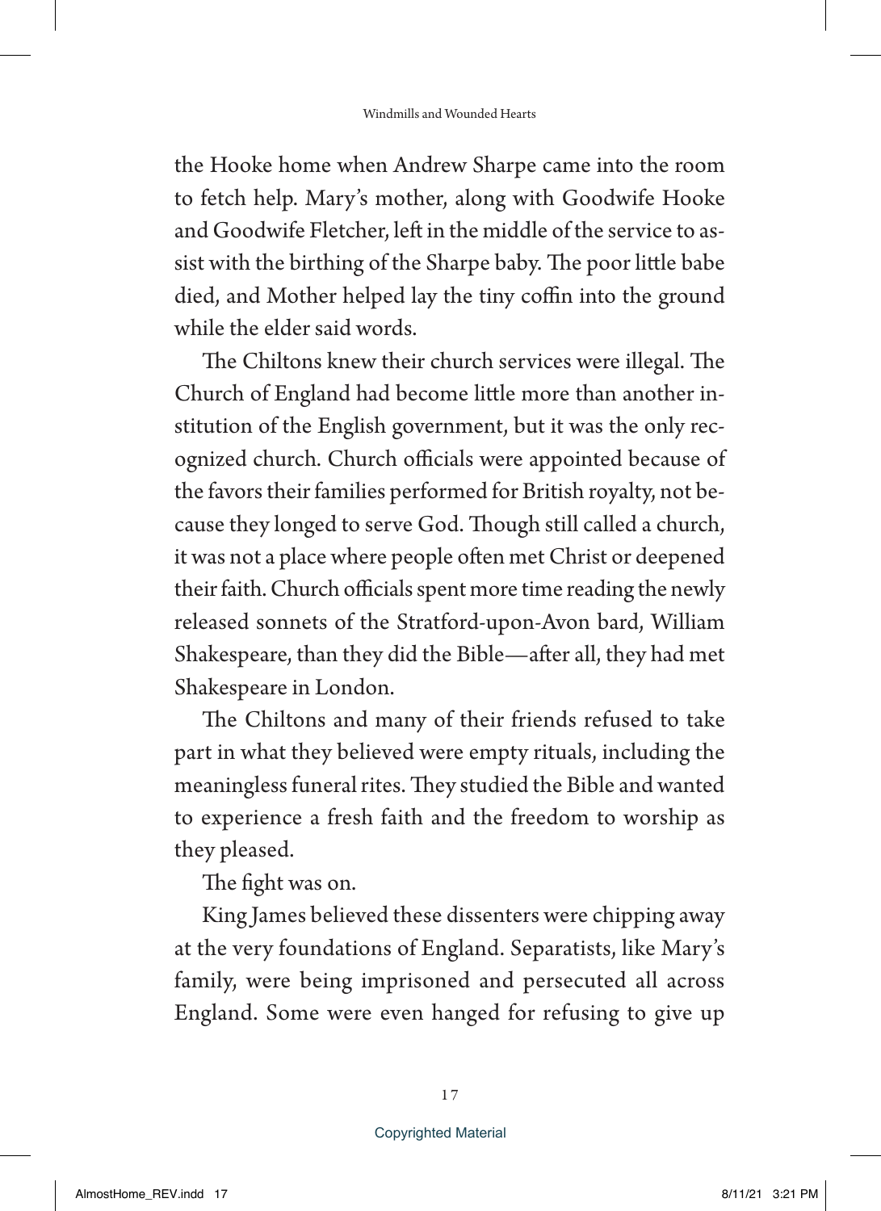the Hooke home when Andrew Sharpe came into the room to fetch help. Mary's mother, along with Goodwife Hooke and Goodwife Fletcher, left in the middle of the service to assist with the birthing of the Sharpe baby. The poor little babe died, and Mother helped lay the tiny coffin into the ground while the elder said words.

The Chiltons knew their church services were illegal. The Church of England had become little more than another institution of the English government, but it was the only recognized church. Church officials were appointed because of the favors their families performed for British royalty, not because they longed to serve God. Though still called a church, it was not a place where people often met Christ or deepened their faith. Church officials spent more time reading the newly released sonnets of the Stratford-upon-Avon bard, William Shakespeare, than they did the Bible—after all, they had met Shakespeare in London.

The Chiltons and many of their friends refused to take part in what they believed were empty rituals, including the meaningless funeral rites. They studied the Bible and wanted to experience a fresh faith and the freedom to worship as they pleased.

The fight was on.

King James believed these dissenters were chipping away at the very foundations of England. Separatists, like Mary's family, were being imprisoned and persecuted all across England. Some were even hanged for refusing to give up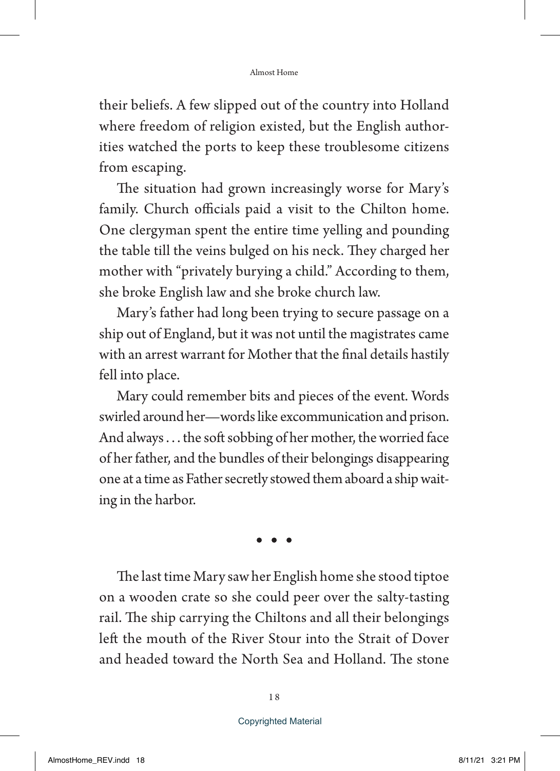their beliefs. A few slipped out of the country into Holland where freedom of religion existed, but the English authorities watched the ports to keep these troublesome citizens from escaping.

The situation had grown increasingly worse for Mary's family. Church officials paid a visit to the Chilton home. One clergyman spent the entire time yelling and pounding the table till the veins bulged on his neck. They charged her mother with "privately burying a child." According to them, she broke English law and she broke church law.

Mary's father had long been trying to secure passage on a ship out of England, but it was not until the magistrates came with an arrest warrant for Mother that the final details hastily fell into place.

Mary could remember bits and pieces of the event. Words swirled around her—words like excommunication and prison. And always . . . the soft sobbing of her mother, the worried face of her father, and the bundles of their belongings disappearing one at a time as Father secretly stowed them aboard a ship waiting in the harbor.

• • •

The last time Mary saw her English home she stood tiptoe on a wooden crate so she could peer over the salty-tasting rail. The ship carrying the Chiltons and all their belongings left the mouth of the River Stour into the Strait of Dover and headed toward the North Sea and Holland. The stone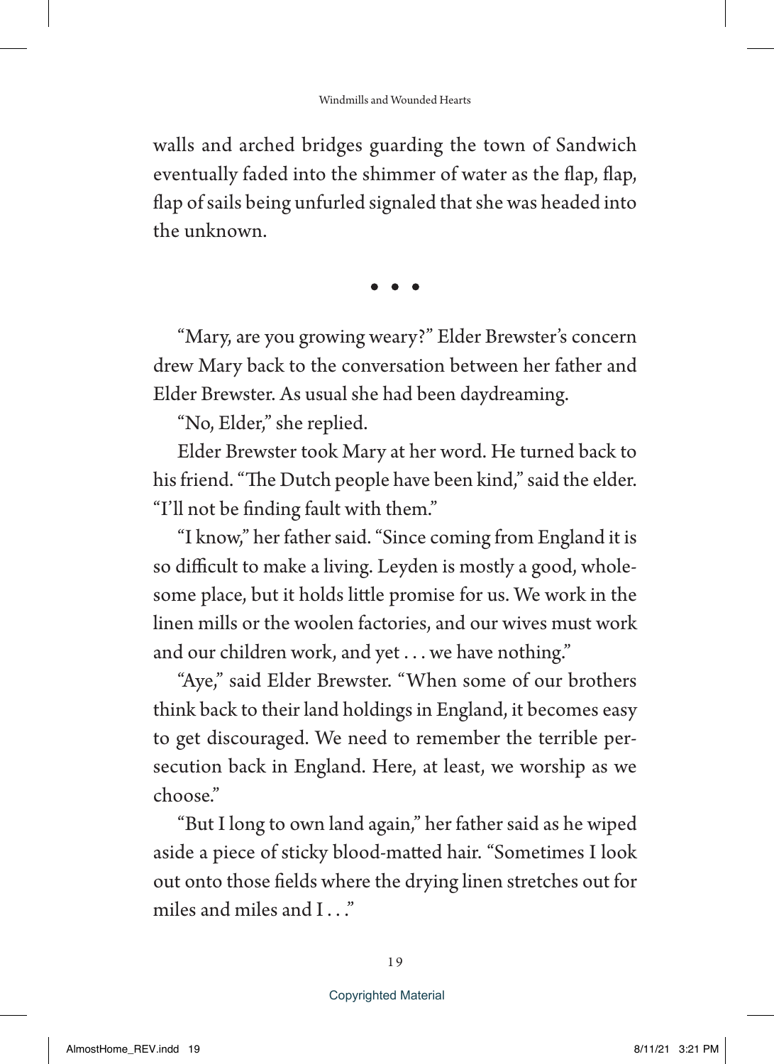walls and arched bridges guarding the town of Sandwich eventually faded into the shimmer of water as the flap, flap, flap of sails being unfurled signaled that she was headed into the unknown.

• • •

"Mary, are you growing weary?" Elder Brewster's concern drew Mary back to the conversation between her father and Elder Brewster. As usual she had been daydreaming.

"No, Elder," she replied.

Elder Brewster took Mary at her word. He turned back to his friend. "The Dutch people have been kind," said the elder. "I'll not be finding fault with them."

"I know," her father said. "Since coming from England it is so difficult to make a living. Leyden is mostly a good, wholesome place, but it holds little promise for us. We work in the linen mills or the woolen factories, and our wives must work and our children work, and yet . . . we have nothing."

"Aye," said Elder Brewster. "When some of our brothers think back to their land holdings in England, it becomes easy to get discouraged. We need to remember the terrible persecution back in England. Here, at least, we worship as we choose."

"But I long to own land again," her father said as he wiped aside a piece of sticky blood-matted hair. "Sometimes I look out onto those fields where the drying linen stretches out for miles and miles and I . . ."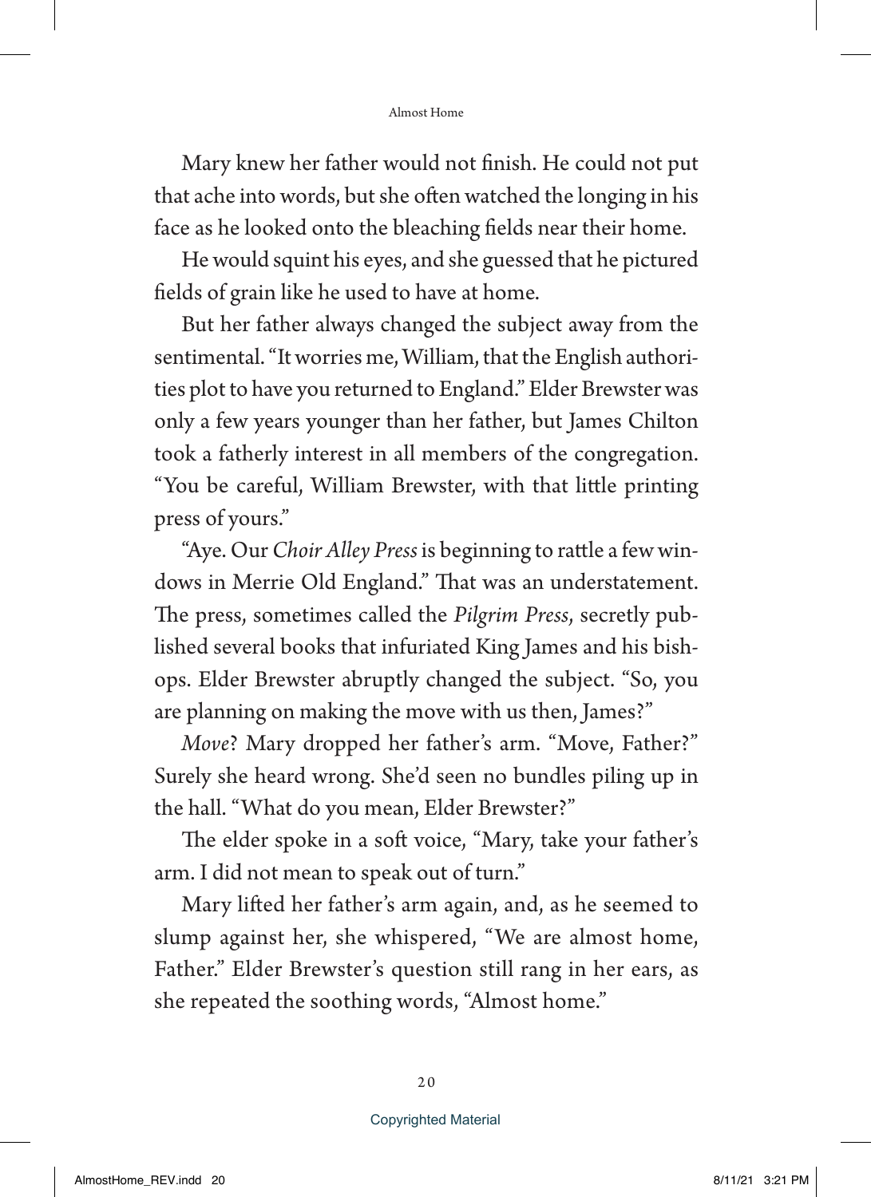Mary knew her father would not finish. He could not put that ache into words, but she often watched the longing in his face as he looked onto the bleaching fields near their home.

He would squint his eyes, and she guessed that he pictured fields of grain like he used to have at home.

But her father always changed the subject away from the sentimental. "It worries me, William, that the English authorities plot to have you returned to England." Elder Brewster was only a few years younger than her father, but James Chilton took a fatherly interest in all members of the congregation. "You be careful, William Brewster, with that little printing press of yours."

"Aye. Our *Choir Alley Press* is beginning to rattle a few windows in Merrie Old England." That was an understatement. The press, sometimes called the *Pilgrim Press*, secretly published several books that infuriated King James and his bishops. Elder Brewster abruptly changed the subject. "So, you are planning on making the move with us then, James?"

*Move*? Mary dropped her father's arm. "Move, Father?" Surely she heard wrong. She'd seen no bundles piling up in the hall. "What do you mean, Elder Brewster?"

The elder spoke in a soft voice, "Mary, take your father's arm. I did not mean to speak out of turn."

Mary lifted her father's arm again, and, as he seemed to slump against her, she whispered, "We are almost home, Father." Elder Brewster's question still rang in her ears, as she repeated the soothing words, "Almost home."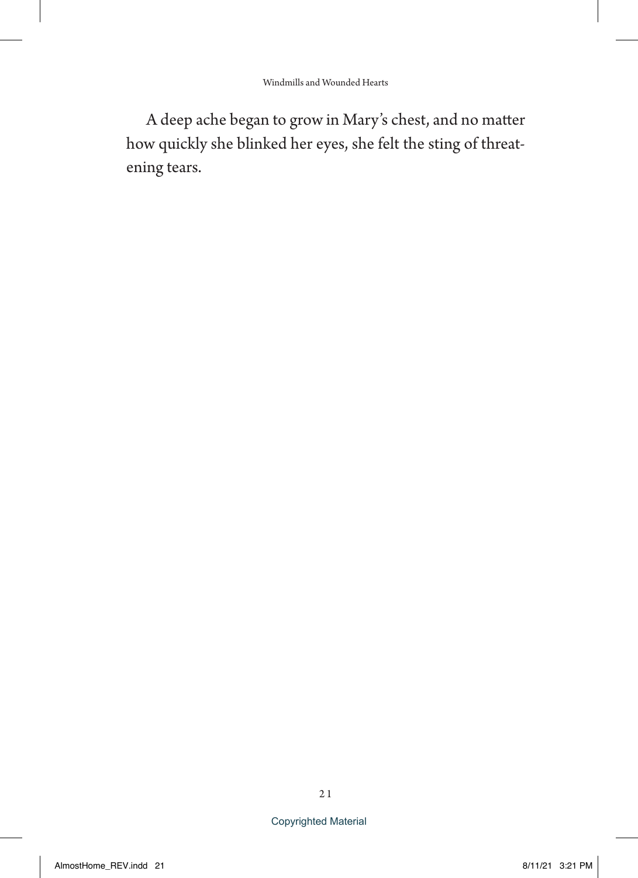A deep ache began to grow in Mary's chest, and no matter how quickly she blinked her eyes, she felt the sting of threatening tears.